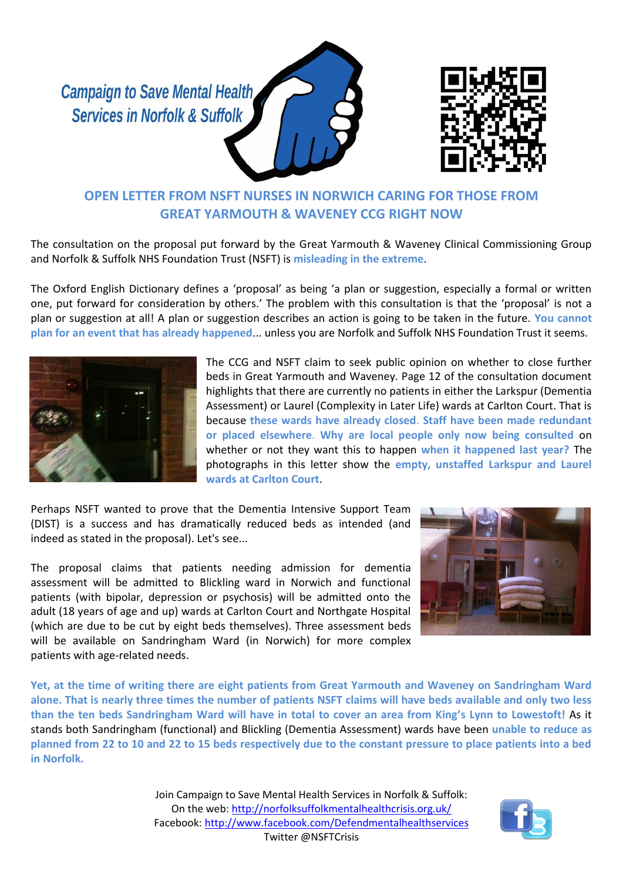Campaign to Save Mental Health Services in Norfolk & Suffolk

## OPEN LETTER FROM NSFT NURSES IN NORWICH CARING FOR THOSE FROM GREAT YARMOUTH & WAVENEY CCG RIGHT NOW

The consultation on the proposal put forward by the Great Yarmouth & Waveney Clinical Commissioning Group and Norfolk & Suffolk NHS Foundation Trust (NSFT) is **misleading in the extreme**.

The Oxford English Dictionary defines a 'proposal' as being 'a plan or suggestion, especially a formal or written one, put forward for consideration by others.' The problem with this consultation is that the 'proposal' is not a plan or suggestion at all! A plan or suggestion describes an action is going to be taken in the future. **You cannot plan for an event that has already happened**... unless you are Norfolk and Suffolk NHS Foundation Trust it seems.

The CCG and NSFT claim to seek public opinion on whether to close further beds in Great Yarmouth and Waveney. Page 12 of the consultation document highlights that there are currently no patients in either the Larkspur (Dementia Assessment) or Laurel (Complexity in Later Life) wards at Carlton Court. That is because **these wards have already closed**. **Staff have been made redundant or placed elsewhere**. **Why are local people only now being consulted** on whether or not they want this to happen **when it happened last year?** The photographs in this letter show the **empty, unstaffed Larkspur and Laurel wards at Carlton Court**.

Perhaps NSFT wanted to prove that the Dementia Intensive Support Team (DIST) is a success and has dramatically reduced beds as intended (and indeed as stated in the proposal). Let's see...

The proposal claims that patients needing admission for dementia assessment will be admitted to Blickling ward in Norwich and functional patients (with bipolar, depression or psychosis) will be admitted onto the adult (18 years of age and up) wards at Carlton Court and Northgate Hospital (which are due to be cut by eight beds themselves). Three assessment beds will be available on Sandringham Ward (in Norwich) for more complex patients with age-related needs.

**Yet, at the time of writing there are eight patients from Great Yarmouth and Waveney on Sandringham Ward alone. That is nearly three times the number of patients NSFT claims will have beds available and only two less than the ten beds Sandringham Ward will have in total to cover an area from King's Lynn to Lowestoft!** As it stands both Sandringham (functional) and Blickling (Dementia Assessment) wards have been **unable to reduce as planned from 22 to 10 and 22 to 15 beds respectively due to the constant pressure to place patients into a bed in Norfolk.**

Join Campaign to Save Mental Health Services in Norfolk & Suffolk:
On the web: http://norfolksuffolkmentalhealthcrisis.org.uk/
Facebook: http://www.facebook.com/Defendmentalhealthservices
Twitter @NSFTCrisis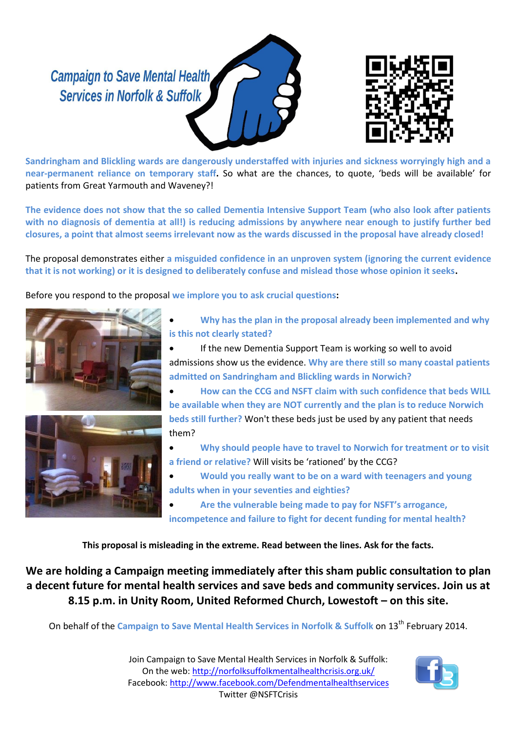# Campaign to Save Mental Health Services in Norfolk & Suffolk

**Sandringham and Blickling wards are dangerously understaffed with injuries and sickness worryingly high and a near-permanent reliance on temporary staff.** So what are the chances, to quote, 'beds will be available' for patients from Great Yarmouth and Waveney?!

**The evidence does not show that the so called Dementia Intensive Support Team (who also look after patients with no diagnosis of dementia at all!) is reducing admissions by anywhere near enough to justify further bed closures, a point that almost seems irrelevant now as the wards discussed in the proposal have already closed!**

The proposal demonstrates either **a misguided confidence in an unproven system (ignoring the current evidence that it is not working) or it is designed to deliberately confuse and mislead those whose opinion it seeks.**

Before you respond to the proposal **we implore you to ask crucial questions:**

- **Why has the plan in the proposal already been implemented and why is this not clearly stated?**
- If the new Dementia Support Team is working so well to avoid admissions show us the evidence. **Why are there still so many coastal patients admitted on Sandringham and Blickling wards in Norwich?**
- **How can the CCG and NSFT claim with such confidence that beds WILL be available when they are NOT currently and the plan is to reduce Norwich beds still further?** Won't these beds just be used by any patient that needs them?
- **Why should people have to travel to Norwich for treatment or to visit a friend or relative?** Will visits be 'rationed' by the CCG?
- **Would you really want to be on a ward with teenagers and young adults when in your seventies and eighties?**
- **Are the vulnerable being made to pay for NSFT's arrogance, incompetence and failure to fight for decent funding for mental health?**

**This proposal is misleading in the extreme. Read between the lines. Ask for the facts.**

**We are holding a Campaign meeting immediately after this sham public consultation to plan a decent future for mental health services and save beds and community services. Join us at 8.15 p.m. in Unity Room, United Reformed Church, Lowestoft – on this site.**

On behalf of the **Campaign to Save Mental Health Services in Norfolk & Suffolk** on 13th February 2014.

Join Campaign to Save Mental Health Services in Norfolk & Suffolk:
On the web: http://norfolksuffolkmentalhealthcrisis.org.uk/
Facebook: http://www.facebook.com/Defendmentalhealthservices
Twitter @NSFTCrisis